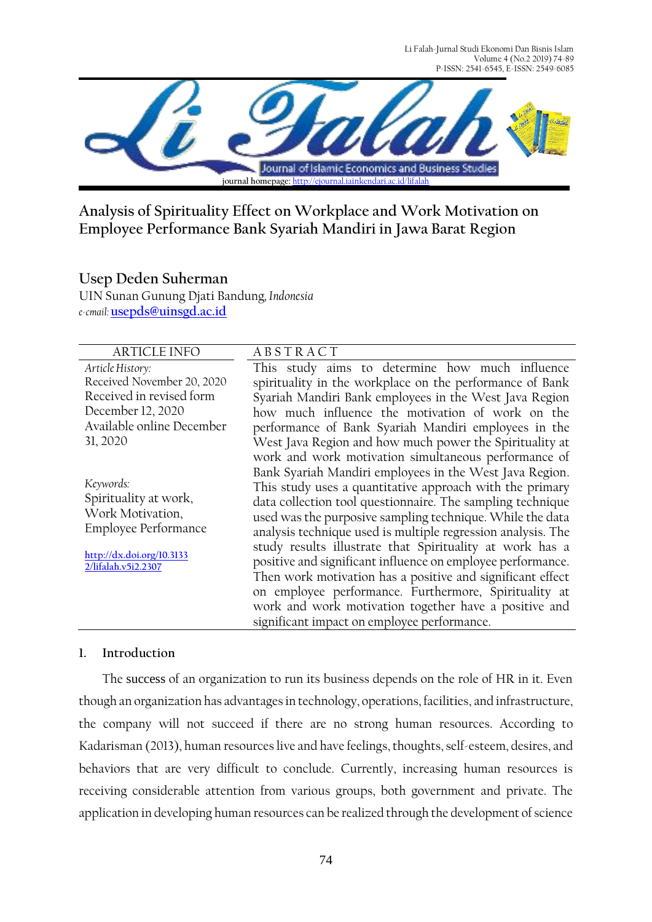# Analysis of Spirituality Effect on Workplace and Work Motivation on Employee Performance Bank Syariah Mandiri in Jawa Barat Region

**Usep Deden Suherman**

UIN Sunan Gunung Djati Bandung, *Indonesia*

*e-mail:* usepds@uinsgd.ac.id

| ARTICLE INFO | ABSTRACT |
|---|---|
| *Article History:*<br>Received November 20, 2020<br>Received in revised form December 12, 2020<br>Available online December 31, 2020<br><br>*Keywords:*<br>Spirituality at work, Work Motivation, Employee Performance<br><br>http://dx.doi.org/10.31332/lifalah.v5i2.2307 | This study aims to determine how much influence spirituality in the workplace on the performance of Bank Syariah Mandiri Bank employees in the West Java Region how much influence the motivation of work on the performance of Bank Syariah Mandiri employees in the West Java Region and how much power the Spirituality at work and work motivation simultaneous performance of Bank Syariah Mandiri employees in the West Java Region. This study uses a quantitative approach with the primary data collection tool questionnaire. The sampling technique used was the purposive sampling technique. While the data analysis technique used is multiple regression analysis. The study results illustrate that Spirituality at work has a positive and significant influence on employee performance. Then work motivation has a positive and significant effect on employee performance. Furthermore, Spirituality at work and work motivation together have a positive and significant impact on employee performance. |

## 1. Introduction

The success of an organization to run its business depends on the role of HR in it. Even though an organization has advantages in technology, operations, facilities, and infrastructure, the company will not succeed if there are no strong human resources. According to Kadarisman (2013), human resources live and have feelings, thoughts, self-esteem, desires, and behaviors that are very difficult to conclude. Currently, increasing human resources is receiving considerable attention from various groups, both government and private. The application in developing human resources can be realized through the development of science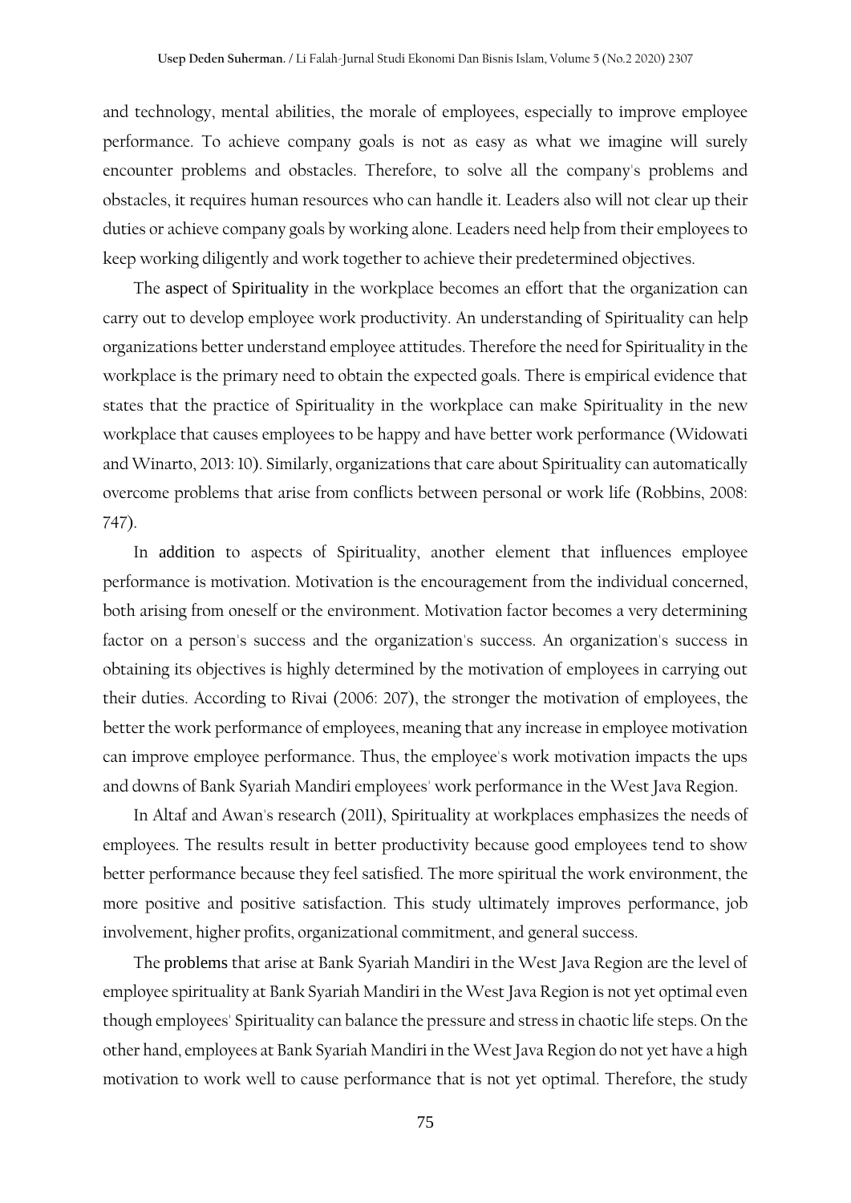and technology, mental abilities, the morale of employees, especially to improve employee performance. To achieve company goals is not as easy as what we imagine will surely encounter problems and obstacles. Therefore, to solve all the company's problems and obstacles, it requires human resources who can handle it. Leaders also will not clear up their duties or achieve company goals by working alone. Leaders need help from their employees to keep working diligently and work together to achieve their predetermined objectives.

The aspect of Spirituality in the workplace becomes an effort that the organization can carry out to develop employee work productivity. An understanding of Spirituality can help organizations better understand employee attitudes. Therefore the need for Spirituality in the workplace is the primary need to obtain the expected goals. There is empirical evidence that states that the practice of Spirituality in the workplace can make Spirituality in the new workplace that causes employees to be happy and have better work performance (Widowati and Winarto, 2013: 10). Similarly, organizations that care about Spirituality can automatically overcome problems that arise from conflicts between personal or work life (Robbins, 2008: 747).

In addition to aspects of Spirituality, another element that influences employee performance is motivation. Motivation is the encouragement from the individual concerned, both arising from oneself or the environment. Motivation factor becomes a very determining factor on a person's success and the organization's success. An organization's success in obtaining its objectives is highly determined by the motivation of employees in carrying out their duties. According to Rivai (2006: 207), the stronger the motivation of employees, the better the work performance of employees, meaning that any increase in employee motivation can improve employee performance. Thus, the employee's work motivation impacts the ups and downs of Bank Syariah Mandiri employees' work performance in the West Java Region.

In Altaf and Awan's research (2011), Spirituality at workplaces emphasizes the needs of employees. The results result in better productivity because good employees tend to show better performance because they feel satisfied. The more spiritual the work environment, the more positive and positive satisfaction. This study ultimately improves performance, job involvement, higher profits, organizational commitment, and general success.

The problems that arise at Bank Syariah Mandiri in the West Java Region are the level of employee spirituality at Bank Syariah Mandiri in the West Java Region is not yet optimal even though employees' Spirituality can balance the pressure and stress in chaotic life steps. On the other hand, employees at Bank Syariah Mandiri in the West Java Region do not yet have a high motivation to work well to cause performance that is not yet optimal. Therefore, the study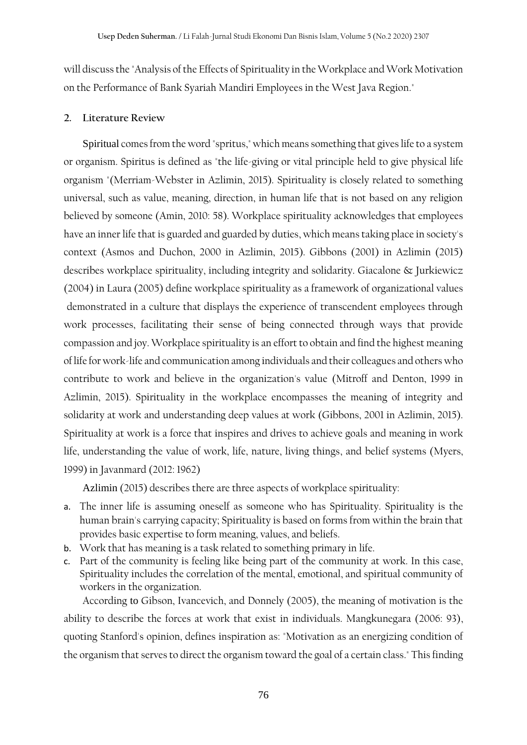will discuss the "Analysis of the Effects of Spirituality in the Workplace and Work Motivation on the Performance of Bank Syariah Mandiri Employees in the West Java Region."

## 2. Literature Review

Spiritual comes from the word "spritus," which means something that gives life to a system or organism. Spiritus is defined as "the life-giving or vital principle held to give physical life organism "(Merriam-Webster in Azlimin, 2015). Spirituality is closely related to something universal, such as value, meaning, direction, in human life that is not based on any religion believed by someone (Amin, 2010: 58). Workplace spirituality acknowledges that employees have an inner life that is guarded and guarded by duties, which means taking place in society's context (Asmos and Duchon, 2000 in Azlimin, 2015). Gibbons (2001) in Azlimin (2015) describes workplace spirituality, including integrity and solidarity. Giacalone & Jurkiewicz (2004) in Laura (2005) define workplace spirituality as a framework of organizational values demonstrated in a culture that displays the experience of transcendent employees through work processes, facilitating their sense of being connected through ways that provide compassion and joy. Workplace spirituality is an effort to obtain and find the highest meaning of life for work-life and communication among individuals and their colleagues and others who contribute to work and believe in the organization's value (Mitroff and Denton, 1999 in Azlimin, 2015). Spirituality in the workplace encompasses the meaning of integrity and solidarity at work and understanding deep values at work (Gibbons, 2001 in Azlimin, 2015). Spirituality at work is a force that inspires and drives to achieve goals and meaning in work life, understanding the value of work, life, nature, living things, and belief systems (Myers, 1999) in Javanmard (2012: 1962)

Azlimin (2015) describes there are three aspects of workplace spirituality:

a. The inner life is assuming oneself as someone who has Spirituality. Spirituality is the human brain's carrying capacity; Spirituality is based on forms from within the brain that provides basic expertise to form meaning, values, and beliefs.
b. Work that has meaning is a task related to something primary in life.
c. Part of the community is feeling like being part of the community at work. In this case, Spirituality includes the correlation of the mental, emotional, and spiritual community of workers in the organization.

According to Gibson, Ivancevich, and Donnely (2005), the meaning of motivation is the ability to describe the forces at work that exist in individuals. Mangkunegara (2006: 93), quoting Stanford's opinion, defines inspiration as: "Motivation as an energizing condition of the organism that serves to direct the organism toward the goal of a certain class." This finding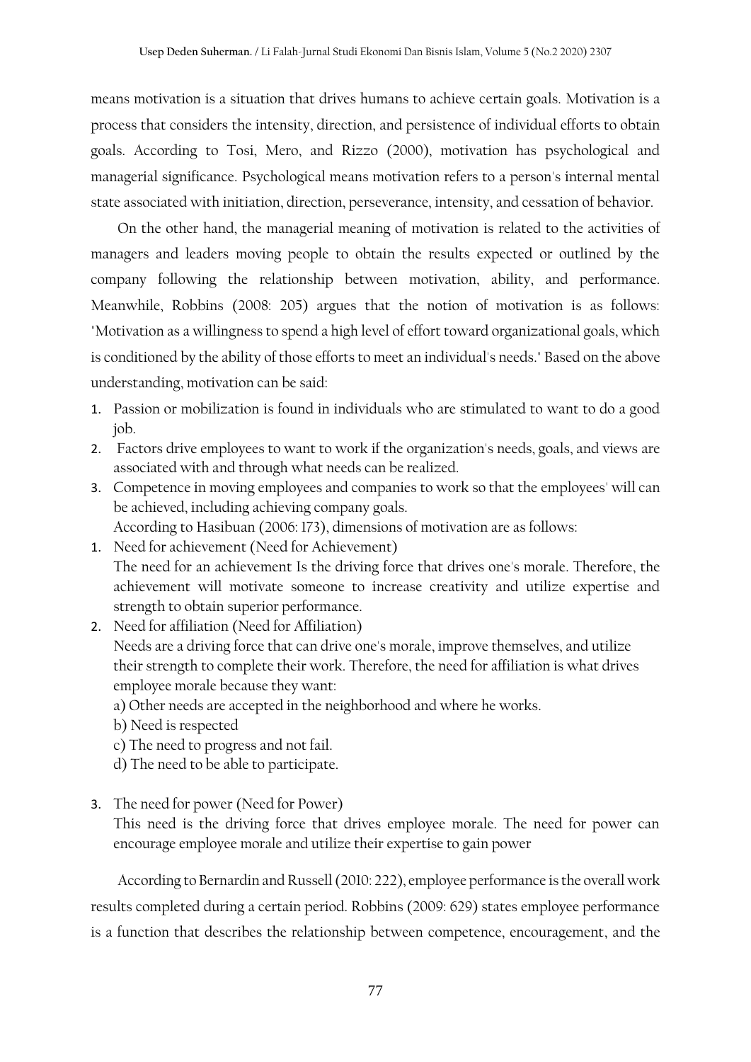means motivation is a situation that drives humans to achieve certain goals. Motivation is a process that considers the intensity, direction, and persistence of individual efforts to obtain goals. According to Tosi, Mero, and Rizzo (2000), motivation has psychological and managerial significance. Psychological means motivation refers to a person's internal mental state associated with initiation, direction, perseverance, intensity, and cessation of behavior.

On the other hand, the managerial meaning of motivation is related to the activities of managers and leaders moving people to obtain the results expected or outlined by the company following the relationship between motivation, ability, and performance. Meanwhile, Robbins (2008: 205) argues that the notion of motivation is as follows: "Motivation as a willingness to spend a high level of effort toward organizational goals, which is conditioned by the ability of those efforts to meet an individual's needs." Based on the above understanding, motivation can be said:

1. Passion or mobilization is found in individuals who are stimulated to want to do a good job.
2. Factors drive employees to want to work if the organization's needs, goals, and views are associated with and through what needs can be realized.
3. Competence in moving employees and companies to work so that the employees' will can be achieved, including achieving company goals.

According to Hasibuan (2006: 173), dimensions of motivation are as follows:

1. Need for achievement (Need for Achievement)
   The need for an achievement Is the driving force that drives one's morale. Therefore, the achievement will motivate someone to increase creativity and utilize expertise and strength to obtain superior performance.
2. Need for affiliation (Need for Affiliation)
   Needs are a driving force that can drive one's morale, improve themselves, and utilize their strength to complete their work. Therefore, the need for affiliation is what drives employee morale because they want:
   a) Other needs are accepted in the neighborhood and where he works.
   b) Need is respected
   c) The need to progress and not fail.
   d) The need to be able to participate.
3. The need for power (Need for Power)
   This need is the driving force that drives employee morale. The need for power can encourage employee morale and utilize their expertise to gain power

According to Bernardin and Russell (2010: 222), employee performance is the overall work results completed during a certain period. Robbins (2009: 629) states employee performance is a function that describes the relationship between competence, encouragement, and the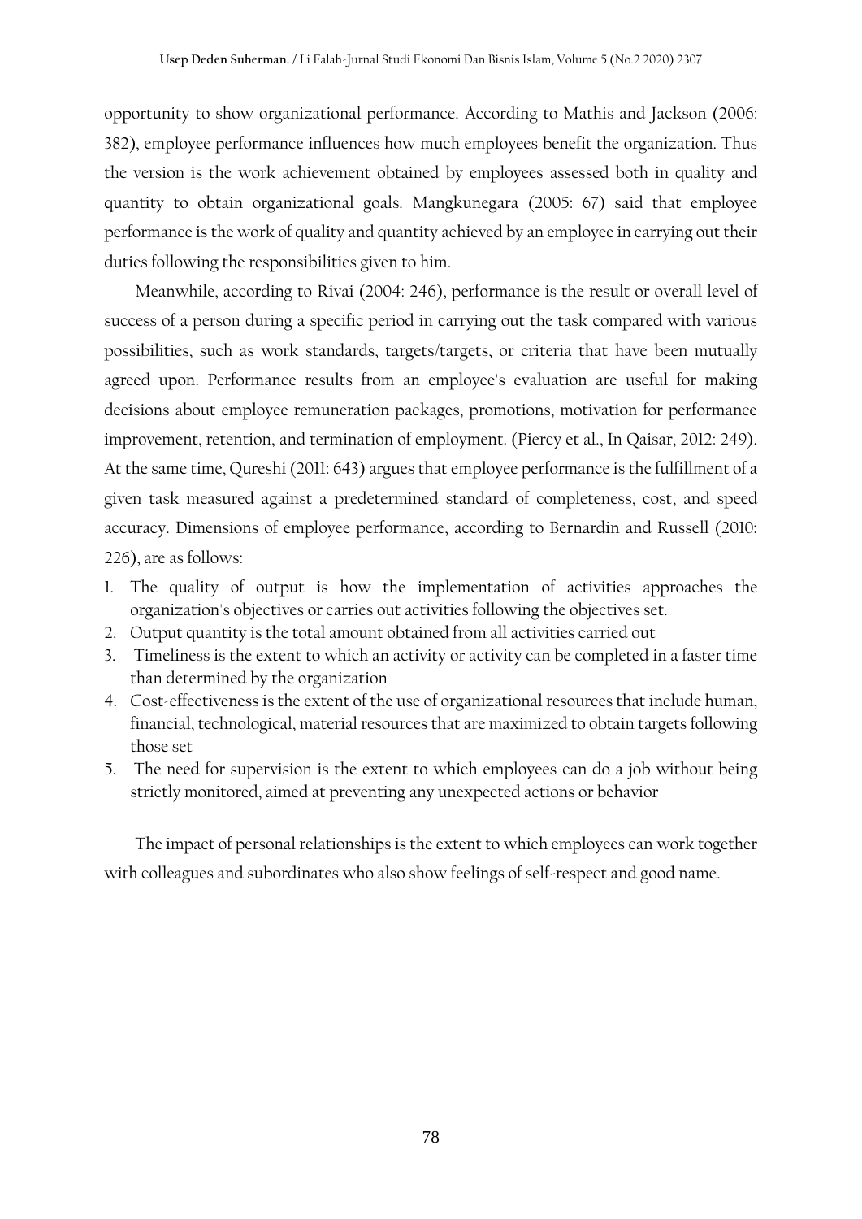opportunity to show organizational performance. According to Mathis and Jackson (2006: 382), employee performance influences how much employees benefit the organization. Thus the version is the work achievement obtained by employees assessed both in quality and quantity to obtain organizational goals. Mangkunegara (2005: 67) said that employee performance is the work of quality and quantity achieved by an employee in carrying out their duties following the responsibilities given to him.

Meanwhile, according to Rivai (2004: 246), performance is the result or overall level of success of a person during a specific period in carrying out the task compared with various possibilities, such as work standards, targets/targets, or criteria that have been mutually agreed upon. Performance results from an employee's evaluation are useful for making decisions about employee remuneration packages, promotions, motivation for performance improvement, retention, and termination of employment. (Piercy et al., In Qaisar, 2012: 249). At the same time, Qureshi (2011: 643) argues that employee performance is the fulfillment of a given task measured against a predetermined standard of completeness, cost, and speed accuracy. Dimensions of employee performance, according to Bernardin and Russell (2010: 226), are as follows:

1. The quality of output is how the implementation of activities approaches the organization's objectives or carries out activities following the objectives set.
2. Output quantity is the total amount obtained from all activities carried out
3. Timeliness is the extent to which an activity or activity can be completed in a faster time than determined by the organization
4. Cost-effectiveness is the extent of the use of organizational resources that include human, financial, technological, material resources that are maximized to obtain targets following those set
5. The need for supervision is the extent to which employees can do a job without being strictly monitored, aimed at preventing any unexpected actions or behavior

The impact of personal relationships is the extent to which employees can work together with colleagues and subordinates who also show feelings of self-respect and good name.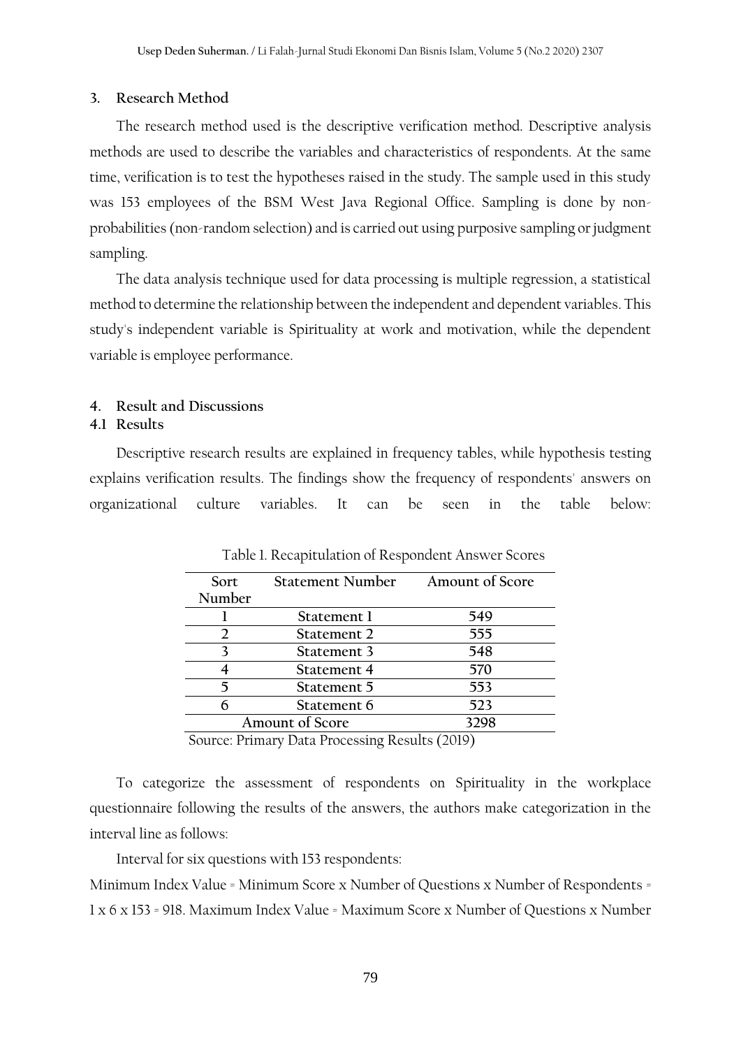## 3. Research Method

The research method used is the descriptive verification method. Descriptive analysis methods are used to describe the variables and characteristics of respondents. At the same time, verification is to test the hypotheses raised in the study. The sample used in this study was 153 employees of the BSM West Java Regional Office. Sampling is done by non-probabilities (non-random selection) and is carried out using purposive sampling or judgment sampling.

The data analysis technique used for data processing is multiple regression, a statistical method to determine the relationship between the independent and dependent variables. This study's independent variable is Spirituality at work and motivation, while the dependent variable is employee performance.

## 4. Result and Discussions

### 4.1 Results

Descriptive research results are explained in frequency tables, while hypothesis testing explains verification results. The findings show the frequency of respondents' answers on organizational culture variables. It can be seen in the table below:

Table 1. Recapitulation of Respondent Answer Scores

| Sort Number | Statement Number | Amount of Score |
|---|---|---|
| 1 | Statement 1 | 549 |
| 2 | Statement 2 | 555 |
| 3 | Statement 3 | 548 |
| 4 | Statement 4 | 570 |
| 5 | Statement 5 | 553 |
| 6 | Statement 6 | 523 |
| Amount of Score | | 3298 |

Source: Primary Data Processing Results (2019)

To categorize the assessment of respondents on Spirituality in the workplace questionnaire following the results of the answers, the authors make categorization in the interval line as follows:

Interval for six questions with 153 respondents:

Minimum Index Value = Minimum Score x Number of Questions x Number of Respondents = 1 x 6 x 153 = 918. Maximum Index Value = Maximum Score x Number of Questions x Number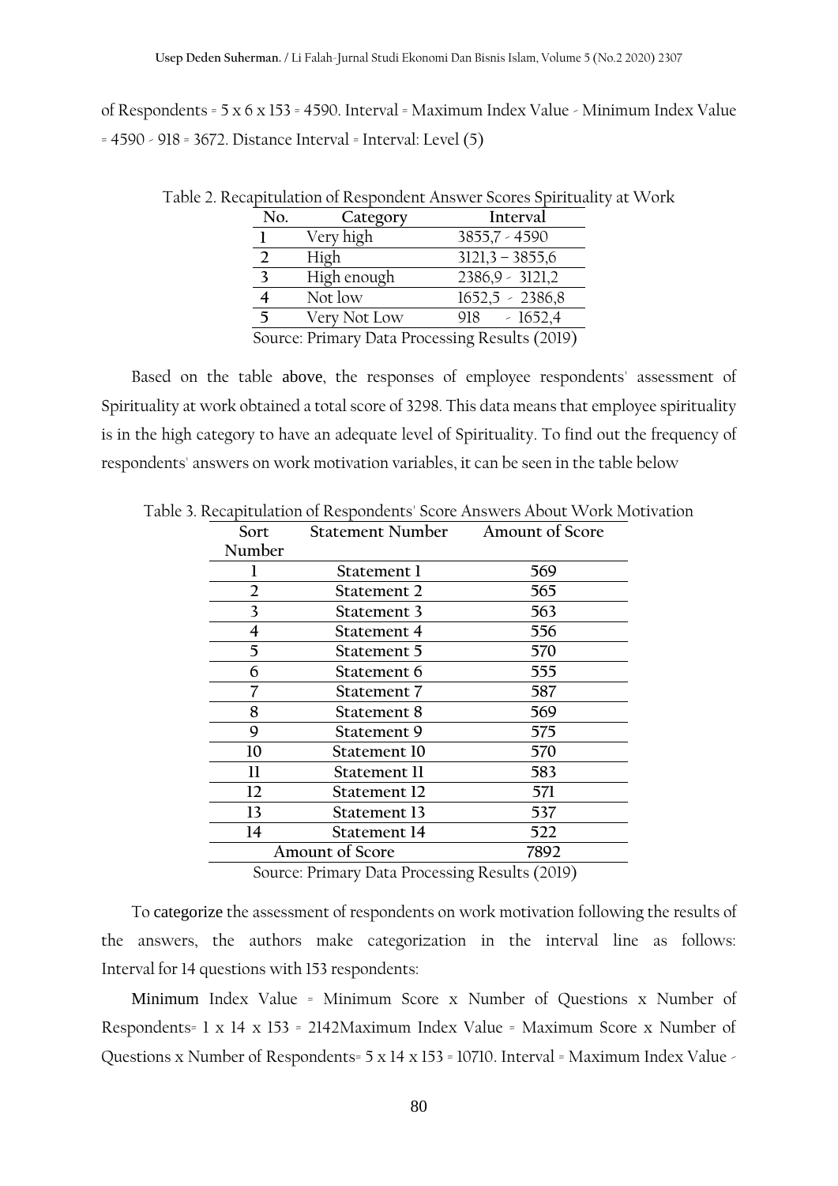of Respondents = 5 x 6 x 153 = 4590. Interval = Maximum Index Value - Minimum Index Value = 4590 - 918 = 3672. Distance Interval = Interval: Level (5)

Table 2. Recapitulation of Respondent Answer Scores Spirituality at Work

| No. | Category | Interval |
|---|---|---|
| 1 | Very high | 3855,7 - 4590 |
| 2 | High | 3121,3 – 3855,6 |
| 3 | High enough | 2386,9 - 3121,2 |
| 4 | Not low | 1652,5 - 2386,8 |
| 5 | Very Not Low | 918 - 1652,4 |

Source: Primary Data Processing Results (2019)

Based on the table above, the responses of employee respondents' assessment of Spirituality at work obtained a total score of 3298. This data means that employee spirituality is in the high category to have an adequate level of Spirituality. To find out the frequency of respondents' answers on work motivation variables, it can be seen in the table below

Table 3. Recapitulation of Respondents' Score Answers About Work Motivation

| Sort Number | Statement Number | Amount of Score |
|---|---|---|
| 1 | Statement 1 | 569 |
| 2 | Statement 2 | 565 |
| 3 | Statement 3 | 563 |
| 4 | Statement 4 | 556 |
| 5 | Statement 5 | 570 |
| 6 | Statement 6 | 555 |
| 7 | Statement 7 | 587 |
| 8 | Statement 8 | 569 |
| 9 | Statement 9 | 575 |
| 10 | Statement 10 | 570 |
| 11 | Statement 11 | 583 |
| 12 | Statement 12 | 571 |
| 13 | Statement 13 | 537 |
| 14 | Statement 14 | 522 |
| Amount of Score | | 7892 |

Source: Primary Data Processing Results (2019)

To categorize the assessment of respondents on work motivation following the results of the answers, the authors make categorization in the interval line as follows: Interval for 14 questions with 153 respondents:

Minimum Index Value = Minimum Score x Number of Questions x Number of Respondents= 1 x 14 x 153 = 2142Maximum Index Value = Maximum Score x Number of Questions x Number of Respondents= 5 x 14 x 153 = 10710. Interval = Maximum Index Value -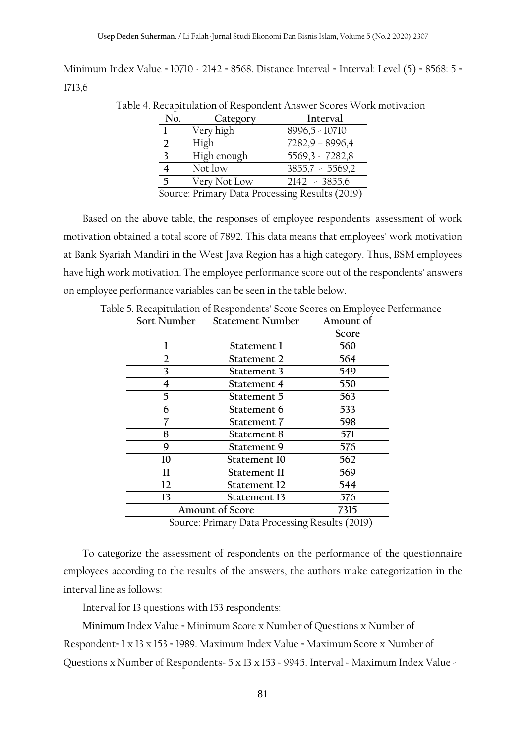Minimum Index Value = 10710 - 2142 = 8568. Distance Interval = Interval: Level (5) = 8568: 5 = 1713,6

Table 4. Recapitulation of Respondent Answer Scores Work motivation

| No. | Category | Interval |
|---|---|---|
| 1 | Very high | 8996,5 - 10710 |
| 2 | High | 7282,9 – 8996,4 |
| 3 | High enough | 5569,3 - 7282,8 |
| 4 | Not low | 3855,7 - 5569,2 |
| 5 | Very Not Low | 2142 - 3855,6 |

Source: Primary Data Processing Results (2019)

Based on the above table, the responses of employee respondents' assessment of work motivation obtained a total score of 7892. This data means that employees' work motivation at Bank Syariah Mandiri in the West Java Region has a high category. Thus, BSM employees have high work motivation. The employee performance score out of the respondents' answers on employee performance variables can be seen in the table below.

Table 5. Recapitulation of Respondents' Score Scores on Employee Performance

| Sort Number | Statement Number | Amount of Score |
|---|---|---|
| 1 | Statement 1 | 560 |
| 2 | Statement 2 | 564 |
| 3 | Statement 3 | 549 |
| 4 | Statement 4 | 550 |
| 5 | Statement 5 | 563 |
| 6 | Statement 6 | 533 |
| 7 | Statement 7 | 598 |
| 8 | Statement 8 | 571 |
| 9 | Statement 9 | 576 |
| 10 | Statement 10 | 562 |
| 11 | Statement 11 | 569 |
| 12 | Statement 12 | 544 |
| 13 | Statement 13 | 576 |
| Amount of Score | | 7315 |

Source: Primary Data Processing Results (2019)

To categorize the assessment of respondents on the performance of the questionnaire employees according to the results of the answers, the authors make categorization in the interval line as follows:

Interval for 13 questions with 153 respondents:

Minimum Index Value = Minimum Score x Number of Questions x Number of Respondent= 1 x 13 x 153 = 1989. Maximum Index Value = Maximum Score x Number of Questions x Number of Respondents= 5 x 13 x 153 = 9945. Interval = Maximum Index Value -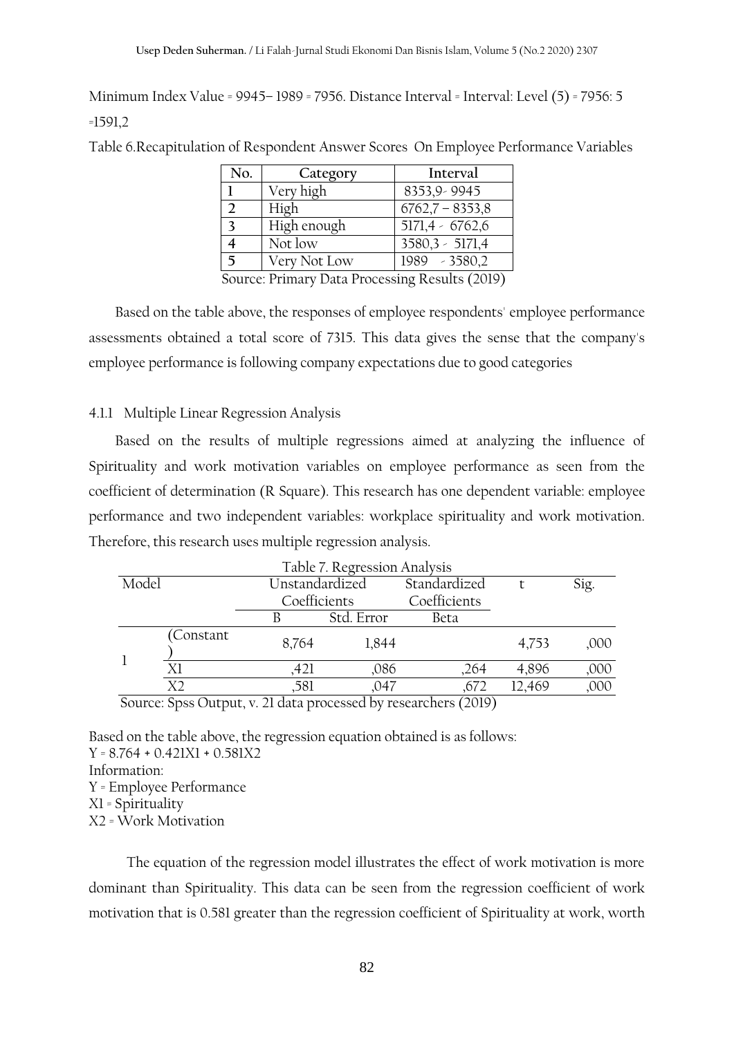Minimum Index Value = 9945– 1989 = 7956. Distance Interval = Interval: Level (5) = 7956: 5 =1591,2

Table 6.Recapitulation of Respondent Answer Scores On Employee Performance Variables

| No. | Category | Interval |
|---|---|---|
| 1 | Very high | 8353,9- 9945 |
| 2 | High | 6762,7 – 8353,8 |
| 3 | High enough | 5171,4 - 6762,6 |
| 4 | Not low | 3580,3 - 5171,4 |
| 5 | Very Not Low | 1989 - 3580,2 |

Source: Primary Data Processing Results (2019)

Based on the table above, the responses of employee respondents' employee performance assessments obtained a total score of 7315. This data gives the sense that the company's employee performance is following company expectations due to good categories

4.1.1 Multiple Linear Regression Analysis

Based on the results of multiple regressions aimed at analyzing the influence of Spirituality and work motivation variables on employee performance as seen from the coefficient of determination (R Square). This research has one dependent variable: employee performance and two independent variables: workplace spirituality and work motivation. Therefore, this research uses multiple regression analysis.

Table 7. Regression Analysis

| Model | | Unstandardized Coefficients | | Standardized Coefficients | t | Sig. |
|---|---|---|---|---|---|---|
| | | B | Std. Error | Beta | | |
| 1 | (Constant) | 8,764 | 1,844 | | 4,753 | ,000 |
| | X1 | ,421 | ,086 | ,264 | 4,896 | ,000 |
| | X2 | ,581 | ,047 | ,672 | 12,469 | ,000 |

Source: Spss Output, v. 21 data processed by researchers (2019)

Based on the table above, the regression equation obtained is as follows:

$Y = 8.764 + 0.421X1 + 0.581X2$

Information:

Y = Employee Performance

X1 = Spirituality

X2 = Work Motivation

The equation of the regression model illustrates the effect of work motivation is more dominant than Spirituality. This data can be seen from the regression coefficient of work motivation that is 0.581 greater than the regression coefficient of Spirituality at work, worth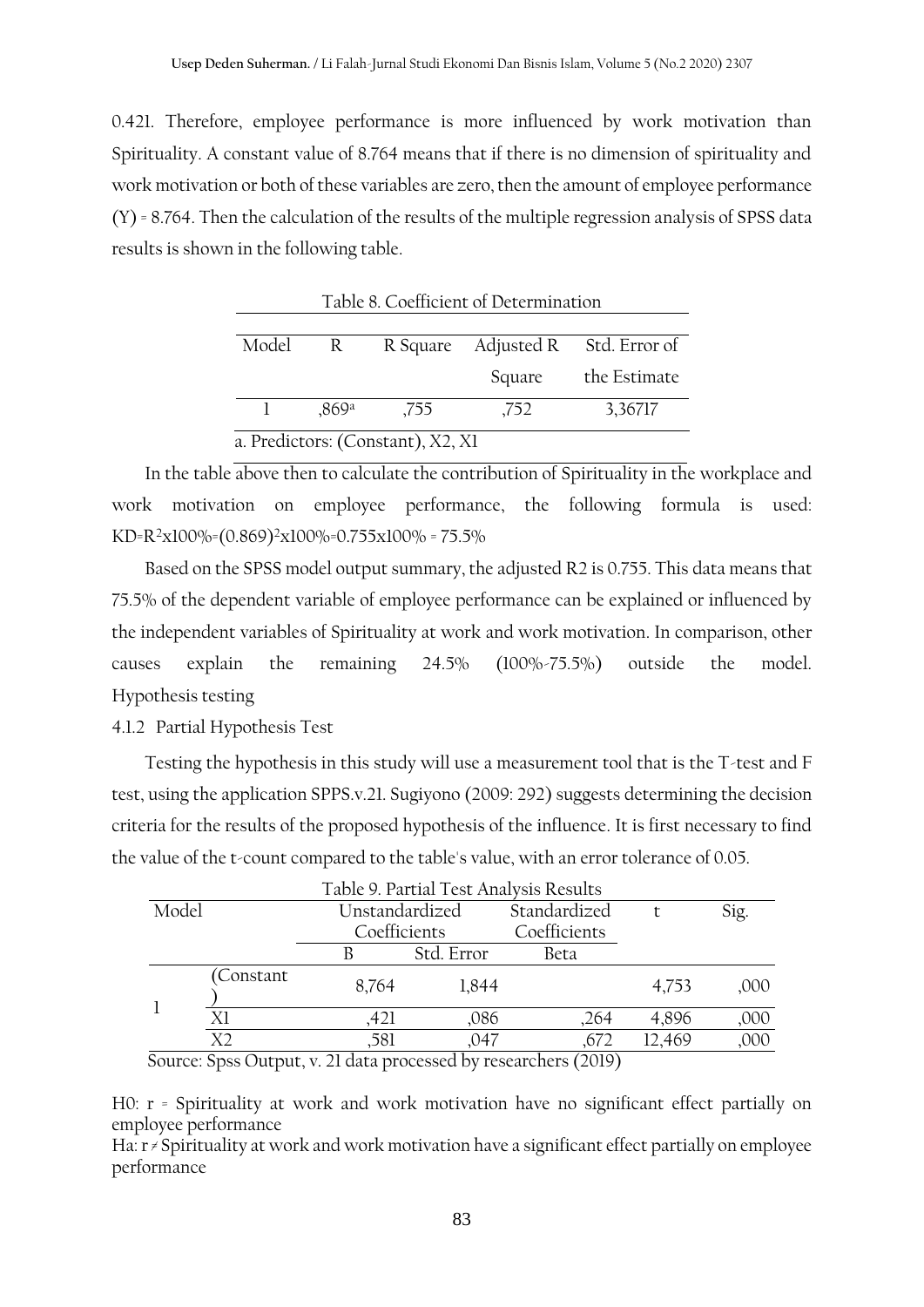0.421. Therefore, employee performance is more influenced by work motivation than Spirituality. A constant value of 8.764 means that if there is no dimension of spirituality and work motivation or both of these variables are zero, then the amount of employee performance (Y) = 8.764. Then the calculation of the results of the multiple regression analysis of SPSS data results is shown in the following table.

Table 8. Coefficient of Determination

| Model | R | R Square | Adjusted R Square | Std. Error of the Estimate |
|---|---|---|---|---|
| 1 | ,869[a] | ,755 | ,752 | 3,36717 |

a. Predictors: (Constant), X2, X1

In the table above then to calculate the contribution of Spirituality in the workplace and work motivation on employee performance, the following formula is used: $KD=R^2 x100\%=(0.869)^2 x100\%=0.755x100\% = 75.5\%$

Based on the SPSS model output summary, the adjusted R2 is 0.755. This data means that 75.5% of the dependent variable of employee performance can be explained or influenced by the independent variables of Spirituality at work and work motivation. In comparison, other causes explain the remaining 24.5% (100%-75.5%) outside the model. Hypothesis testing

4.1.2 Partial Hypothesis Test

Testing the hypothesis in this study will use a measurement tool that is the T-test and F test, using the application SPPS.v.21. Sugiyono (2009: 292) suggests determining the decision criteria for the results of the proposed hypothesis of the influence. It is first necessary to find the value of the t-count compared to the table's value, with an error tolerance of 0.05.

Table 9. Partial Test Analysis Results

| Model | | Unstandardized Coefficients | | Standardized Coefficients | t | Sig. |
|---|---|---|---|---|---|---|
| | | B | Std. Error | Beta | | |
| 1 | (Constant) | 8,764 | 1,844 | | 4,753 | ,000 |
| | X1 | ,421 | ,086 | ,264 | 4,896 | ,000 |
| | X2 | ,581 | ,047 | ,672 | 12,469 | ,000 |

Source: Spss Output, v. 21 data processed by researchers (2019)

H0: r = Spirituality at work and work motivation have no significant effect partially on employee performance

Ha: r ≠ Spirituality at work and work motivation have a significant effect partially on employee performance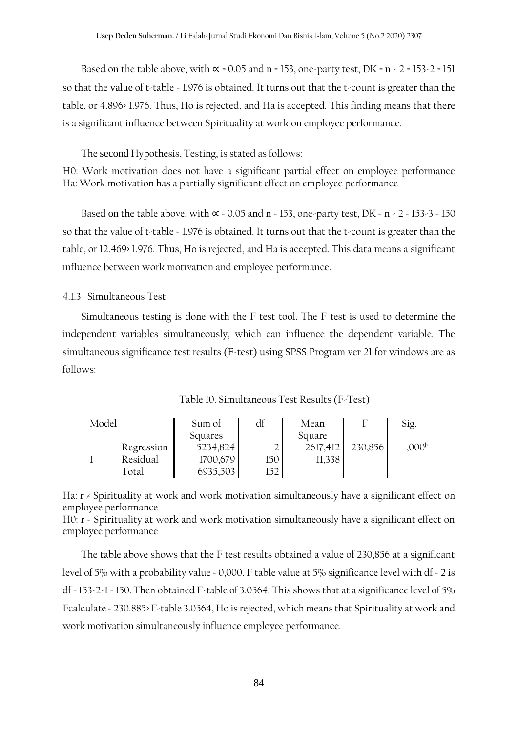Based on the table above, with $\propto = 0.05$ and n = 153, one-party test, DK = n - 2 = 153-2 = 151 so that the value of t-table = 1.976 is obtained. It turns out that the t-count is greater than the table, or 4.896> 1.976. Thus, Ho is rejected, and Ha is accepted. This finding means that there is a significant influence between Spirituality at work on employee performance.

The second Hypothesis, Testing, is stated as follows:

H0: Work motivation does not have a significant partial effect on employee performance
Ha: Work motivation has a partially significant effect on employee performance

Based on the table above, with $\propto = 0.05$ and n = 153, one-party test, DK = n - 2 = 153-3 = 150 so that the value of t-table = 1.976 is obtained. It turns out that the t-count is greater than the table, or 12.469> 1.976. Thus, Ho is rejected, and Ha is accepted. This data means a significant influence between work motivation and employee performance.

### 4.1.3 Simultaneous Test

Simultaneous testing is done with the F test tool. The F test is used to determine the independent variables simultaneously, which can influence the dependent variable. The simultaneous significance test results (F-test) using SPSS Program ver 21 for windows are as follows:

Table 10. Simultaneous Test Results (F-Test)

| Model | | Sum of Squares | df | Mean Square | F | Sig. |
|---|---|---|---|---|---|---|
| 1 | Regression | 5234,824 | 2 | 2617,412 | 230,856 | ,000b |
| | Residual | 1700,679 | 150 | 11,338 | | |
| | Total | 6935,503 | 152 | | | |

Ha: r ≠ Spirituality at work and work motivation simultaneously have a significant effect on employee performance
H0: r = Spirituality at work and work motivation simultaneously have a significant effect on employee performance

The table above shows that the F test results obtained a value of 230,856 at a significant level of 5% with a probability value = 0,000. F table value at 5% significance level with df = 2 is df = 153-2-1 = 150. Then obtained F-table of 3.0564. This shows that at a significance level of 5% Fcalculate = 230.885> F-table 3.0564, Ho is rejected, which means that Spirituality at work and work motivation simultaneously influence employee performance.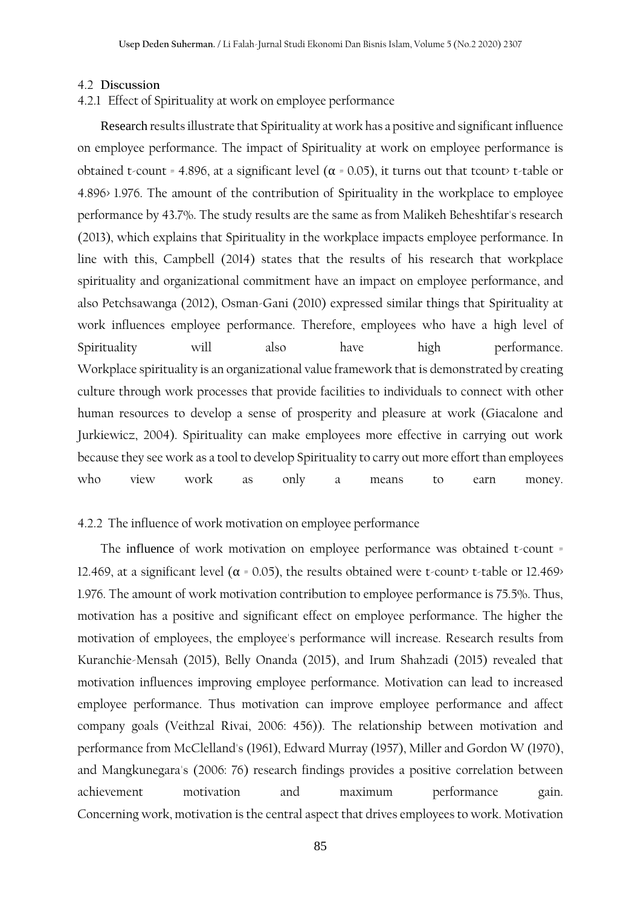### 4.2 Discussion

#### 4.2.1 Effect of Spirituality at work on employee performance

Research results illustrate that Spirituality at work has a positive and significant influence on employee performance. The impact of Spirituality at work on employee performance is obtained t-count = 4.896, at a significant level ($\alpha = 0.05$), it turns out that tcount> t-table or 4.896> 1.976. The amount of the contribution of Spirituality in the workplace to employee performance by 43.7%. The study results are the same as from Malikeh Beheshtifar's research (2013), which explains that Spirituality in the workplace impacts employee performance. In line with this, Campbell (2014) states that the results of his research that workplace spirituality and organizational commitment have an impact on employee performance, and also Petchsawanga (2012), Osman-Gani (2010) expressed similar things that Spirituality at work influences employee performance. Therefore, employees who have a high level of Spirituality will also have high performance.

Workplace spirituality is an organizational value framework that is demonstrated by creating culture through work processes that provide facilities to individuals to connect with other human resources to develop a sense of prosperity and pleasure at work (Giacalone and Jurkiewicz, 2004). Spirituality can make employees more effective in carrying out work because they see work as a tool to develop Spirituality to carry out more effort than employees who view work as only a means to earn money.

#### 4.2.2 The influence of work motivation on employee performance

The influence of work motivation on employee performance was obtained t-count = 12.469, at a significant level ($\alpha = 0.05$), the results obtained were t-count> t-table or 12.469> 1.976. The amount of work motivation contribution to employee performance is 75.5%. Thus, motivation has a positive and significant effect on employee performance. The higher the motivation of employees, the employee's performance will increase. Research results from Kuranchie-Mensah (2015), Belly Onanda (2015), and Irum Shahzadi (2015) revealed that motivation influences improving employee performance. Motivation can lead to increased employee performance. Thus motivation can improve employee performance and affect company goals (Veithzal Rivai, 2006: 456)). The relationship between motivation and performance from McClelland's (1961), Edward Murray (1957), Miller and Gordon W (1970), and Mangkunegara's (2006: 76) research findings provides a positive correlation between achievement motivation and maximum performance gain.

Concerning work, motivation is the central aspect that drives employees to work. Motivation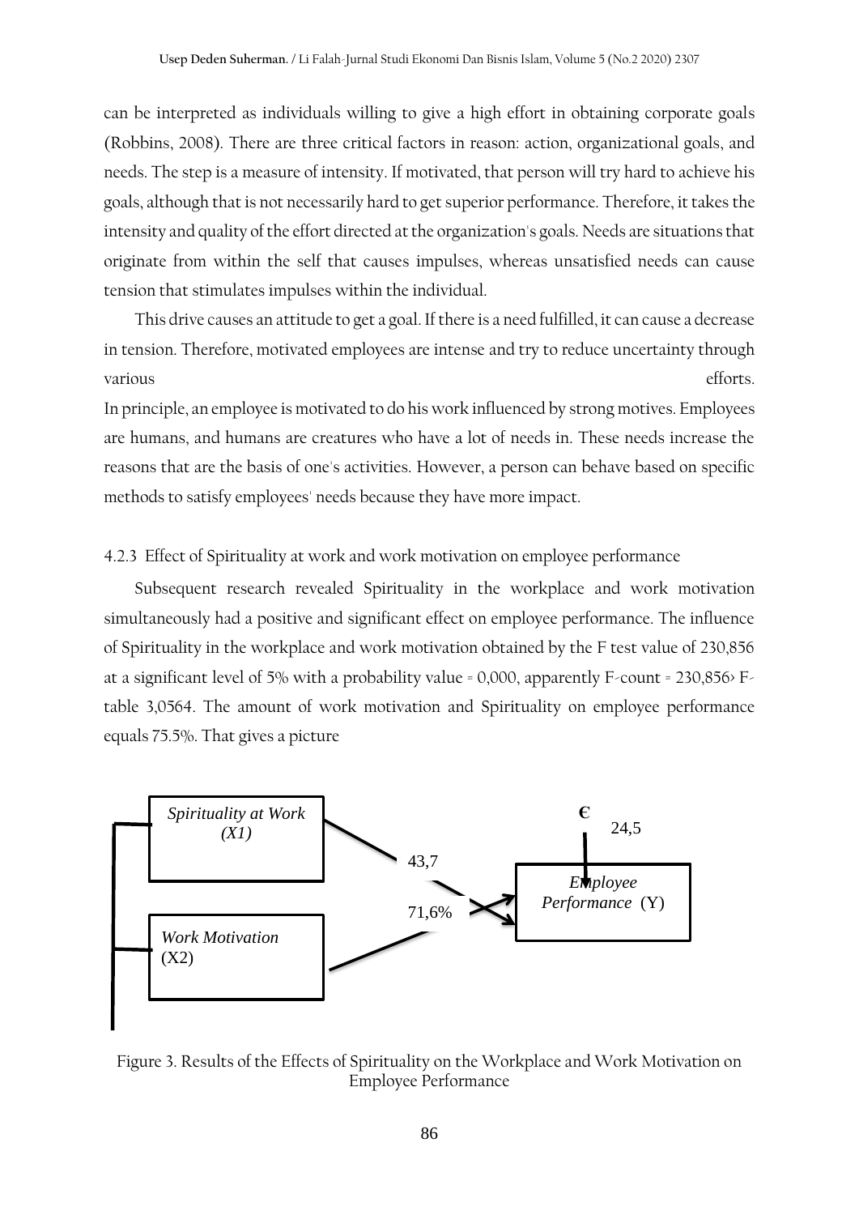can be interpreted as individuals willing to give a high effort in obtaining corporate goals (Robbins, 2008). There are three critical factors in reason: action, organizational goals, and needs. The step is a measure of intensity. If motivated, that person will try hard to achieve his goals, although that is not necessarily hard to get superior performance. Therefore, it takes the intensity and quality of the effort directed at the organization's goals. Needs are situations that originate from within the self that causes impulses, whereas unsatisfied needs can cause tension that stimulates impulses within the individual.

This drive causes an attitude to get a goal. If there is a need fulfilled, it can cause a decrease in tension. Therefore, motivated employees are intense and try to reduce uncertainty through various efforts.
In principle, an employee is motivated to do his work influenced by strong motives. Employees are humans, and humans are creatures who have a lot of needs in. These needs increase the reasons that are the basis of one's activities. However, a person can behave based on specific methods to satisfy employees' needs because they have more impact.

### 4.2.3 Effect of Spirituality at work and work motivation on employee performance

Subsequent research revealed Spirituality in the workplace and work motivation simultaneously had a positive and significant effect on employee performance. The influence of Spirituality in the workplace and work motivation obtained by the F test value of 230,856 at a significant level of 5% with a probability value = 0,000, apparently F-count = 230,856> F-table 3,0564. The amount of work motivation and Spirituality on employee performance equals 75.5%. That gives a picture

*Spirituality at Work (X1)* → 43,7 → *Employee Performance* (Y)

*Work Motivation* (X2) → 71,6% → *Employee Performance* (Y)

€ 24,5

Figure 3. Results of the Effects of Spirituality on the Workplace and Work Motivation on Employee Performance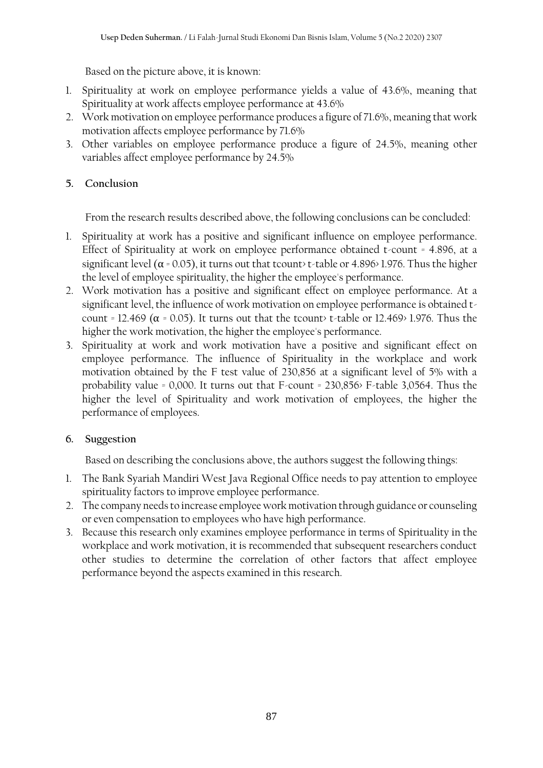Based on the picture above, it is known:

1. Spirituality at work on employee performance yields a value of 43.6%, meaning that Spirituality at work affects employee performance at 43.6%
2. Work motivation on employee performance produces a figure of 71.6%, meaning that work motivation affects employee performance by 71.6%
3. Other variables on employee performance produce a figure of 24.5%, meaning other variables affect employee performance by 24.5%

## 5. Conclusion

From the research results described above, the following conclusions can be concluded:

1. Spirituality at work has a positive and significant influence on employee performance. Effect of Spirituality at work on employee performance obtained t-count = 4.896, at a significant level ($\alpha = 0.05$), it turns out that tcount> t-table or 4.896> 1.976. Thus the higher the level of employee spirituality, the higher the employee's performance.
2. Work motivation has a positive and significant effect on employee performance. At a significant level, the influence of work motivation on employee performance is obtained t-count = 12.469 ($\alpha = 0.05$). It turns out that the tcount> t-table or 12.469> 1.976. Thus the higher the work motivation, the higher the employee's performance.
3. Spirituality at work and work motivation have a positive and significant effect on employee performance. The influence of Spirituality in the workplace and work motivation obtained by the F test value of 230,856 at a significant level of 5% with a probability value = 0,000. It turns out that F-count = 230,856> F-table 3,0564. Thus the higher the level of Spirituality and work motivation of employees, the higher the performance of employees.

## 6. Suggestion

Based on describing the conclusions above, the authors suggest the following things:

1. The Bank Syariah Mandiri West Java Regional Office needs to pay attention to employee spirituality factors to improve employee performance.
2. The company needs to increase employee work motivation through guidance or counseling or even compensation to employees who have high performance.
3. Because this research only examines employee performance in terms of Spirituality in the workplace and work motivation, it is recommended that subsequent researchers conduct other studies to determine the correlation of other factors that affect employee performance beyond the aspects examined in this research.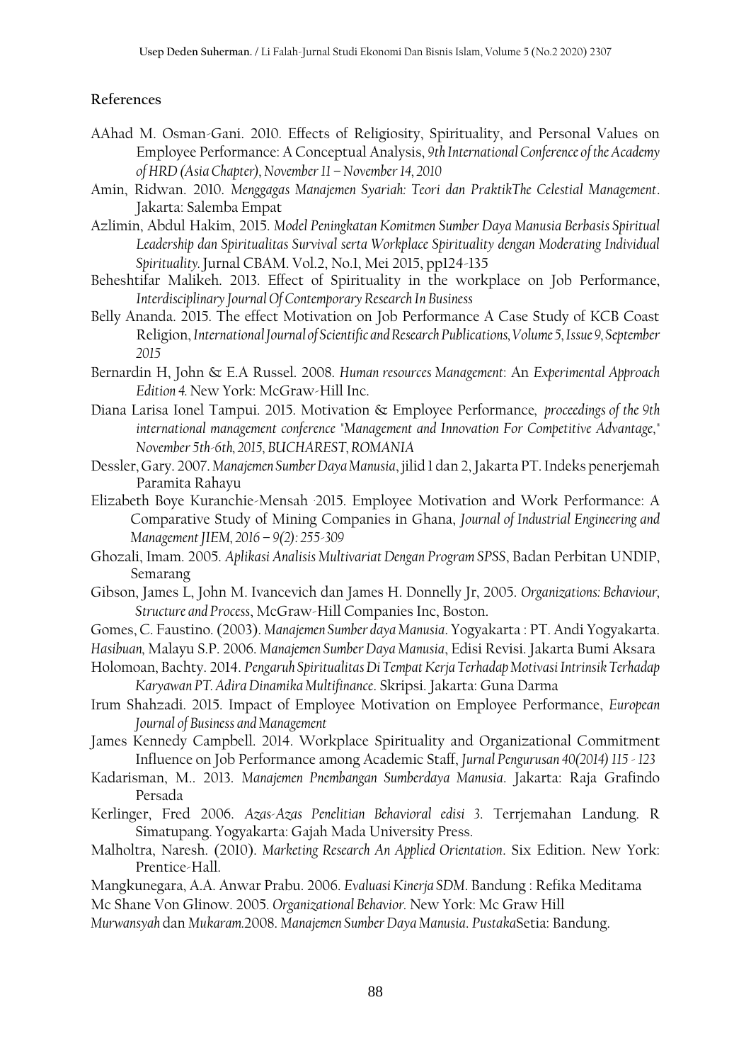## References

AAhad M. Osman-Gani. 2010. Effects of Religiosity, Spirituality, and Personal Values on Employee Performance: A Conceptual Analysis, *9th International Conference of the Academy of HRD (Asia Chapter), November 11 – November 14, 2010*

Amin, Ridwan. 2010. *Menggagas Manajemen Syariah: Teori dan PraktikThe Celestial Management*. Jakarta: Salemba Empat

Azlimin, Abdul Hakim, 2015. *Model Peningkatan Komitmen Sumber Daya Manusia Berbasis Spiritual Leadership dan Spiritualitas Survival serta Workplace Spirituality dengan Moderating Individual Spirituality*. Jurnal CBAM. Vol.2, No.1, Mei 2015, pp124-135

Beheshtifar Malikeh. 2013. Effect of Spirituality in the workplace on Job Performance, *Interdisciplinary Journal Of Contemporary Research In Business*

Belly Ananda. 2015. The effect Motivation on Job Performance A Case Study of KCB Coast Religion, *International Journal of Scientific and Research Publications, Volume 5, Issue 9, September 2015*

Bernardin H, John & E.A Russel. 2008. *Human resources Management*: An *Experimental Approach Edition 4.* New York: McGraw-Hill Inc.

Diana Larisa Ionel Tampui. 2015. Motivation & Employee Performance, *proceedings of the 9th international management conference "Management and Innovation For Competitive Advantage," November 5th-6th, 2015, BUCHAREST, ROMANIA*

Dessler, Gary. 2007. *Manajemen Sumber Daya Manusia*, jilid 1 dan 2, Jakarta PT. Indeks penerjemah Paramita Rahayu

Elizabeth Boye Kuranchie-Mensah 2015. Employee Motivation and Work Performance: A Comparative Study of Mining Companies in Ghana, *Journal of Industrial Engineering and Management JIEM, 2016 – 9(2): 255-309*

Ghozali, Imam. 2005. *Aplikasi Analisis Multivariat Dengan Program SPSS*, Badan Perbitan UNDIP, Semarang

Gibson, James L, John M. Ivancevich dan James H. Donnelly Jr, 2005. *Organizations: Behaviour, Structure and Process*, McGraw-Hill Companies Inc, Boston.

Gomes, C. Faustino. (2003). *Manajemen Sumber daya Manusia*. Yogyakarta : PT. Andi Yogyakarta.

*Hasibuan,* Malayu S.P. 2006. *Manajemen Sumber Daya Manusia*, Edisi Revisi. Jakarta Bumi Aksara

Holomoan, Bachty. 2014. *Pengaruh Spiritualitas Di Tempat Kerja Terhadap Motivasi Intrinsik Terhadap Karyawan PT. Adira Dinamika Multifinance*. Skripsi. Jakarta: Guna Darma

Irum Shahzadi. 2015. Impact of Employee Motivation on Employee Performance, *European Journal of Business and Management*

James Kennedy Campbell. 2014. Workplace Spirituality and Organizational Commitment Influence on Job Performance among Academic Staff, *Jurnal Pengurusan 40(2014) 115 - 123*

Kadarisman, M.. 2013. *Manajemen Pnembangan Sumberdaya Manusia*. Jakarta: Raja Grafindo Persada

Kerlinger, Fred 2006. *Azas-Azas Penelitian Behavioral edisi 3.* Terrjemahan Landung. R Simatupang. Yogyakarta: Gajah Mada University Press.

Malholtra, Naresh. (2010). *Marketing Research An Applied Orientation*. Six Edition. New York: Prentice-Hall.

Mangkunegara, A.A. Anwar Prabu. 2006. *Evaluasi Kinerja SDM*. Bandung : Refika Meditama

Mc Shane Von Glinow. 2005. *Organizational Behavior.* New York: Mc Graw Hill

*Murwansyah* dan *Mukaram.*2008. *Manajemen Sumber Daya Manusia*. *Pustaka*Setia: Bandung.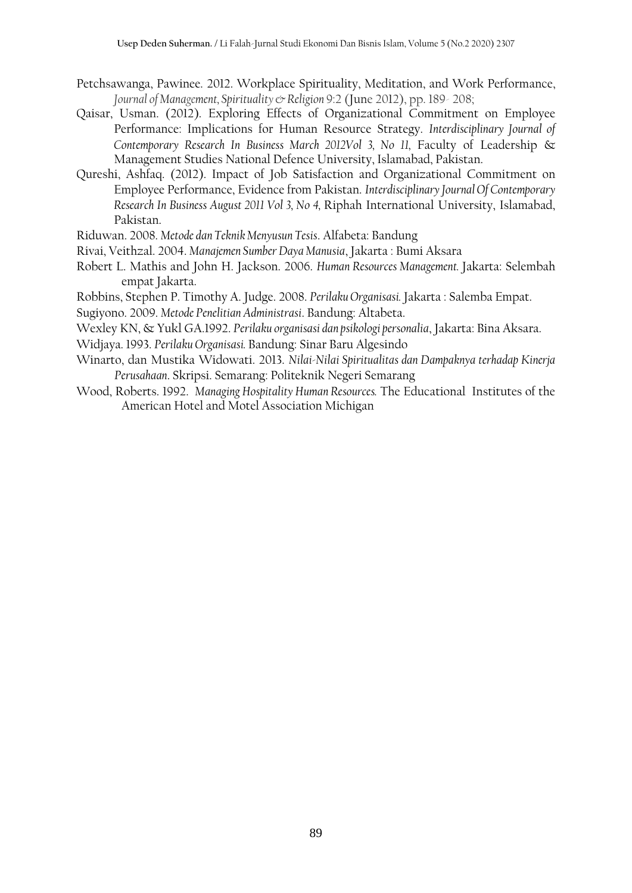Petchsawanga, Pawinee. 2012. Workplace Spirituality, Meditation, and Work Performance, *Journal of Management, Spirituality & Religion* 9:2 (June 2012), pp. 189- 208;

Qaisar, Usman. (2012). Exploring Effects of Organizational Commitment on Employee Performance: Implications for Human Resource Strategy. *Interdisciplinary Journal of Contemporary Research In Business March 2012Vol 3, No 11*, Faculty of Leadership & Management Studies National Defence University, Islamabad, Pakistan.

Qureshi, Ashfaq. (2012). Impact of Job Satisfaction and Organizational Commitment on Employee Performance, Evidence from Pakistan. *Interdisciplinary Journal Of Contemporary Research In Business August 2011 Vol 3, No 4*, Riphah International University, Islamabad, Pakistan.

Riduwan. 2008. *Metode dan Teknik Menyusun Tesis*. Alfabeta: Bandung

Rivai, Veithzal. 2004. *Manajemen Sumber Daya Manusia*, Jakarta : Bumi Aksara

Robert L. Mathis and John H. Jackson. 2006. *Human Resources Management.* Jakarta: Selembah empat Jakarta.

Robbins, Stephen P. Timothy A. Judge. 2008. *Perilaku Organisasi.* Jakarta : Salemba Empat.

Sugiyono. 2009. *Metode Penelitian Administrasi*. Bandung: Altabeta.

Wexley KN, & Yukl GA.1992. *Perilaku organisasi dan psikologi personalia*, Jakarta: Bina Aksara.

Widjaya. 1993. *Perilaku Organisasi.* Bandung: Sinar Baru Algesindo

Winarto, dan Mustika Widowati. 2013. *Nilai-Nilai Spiritualitas dan Dampaknya terhadap Kinerja Perusahaan*. Skripsi. Semarang: Politeknik Negeri Semarang

Wood, Roberts. 1992. *Managing Hospitality Human Resources.* The Educational Institutes of the American Hotel and Motel Association Michigan